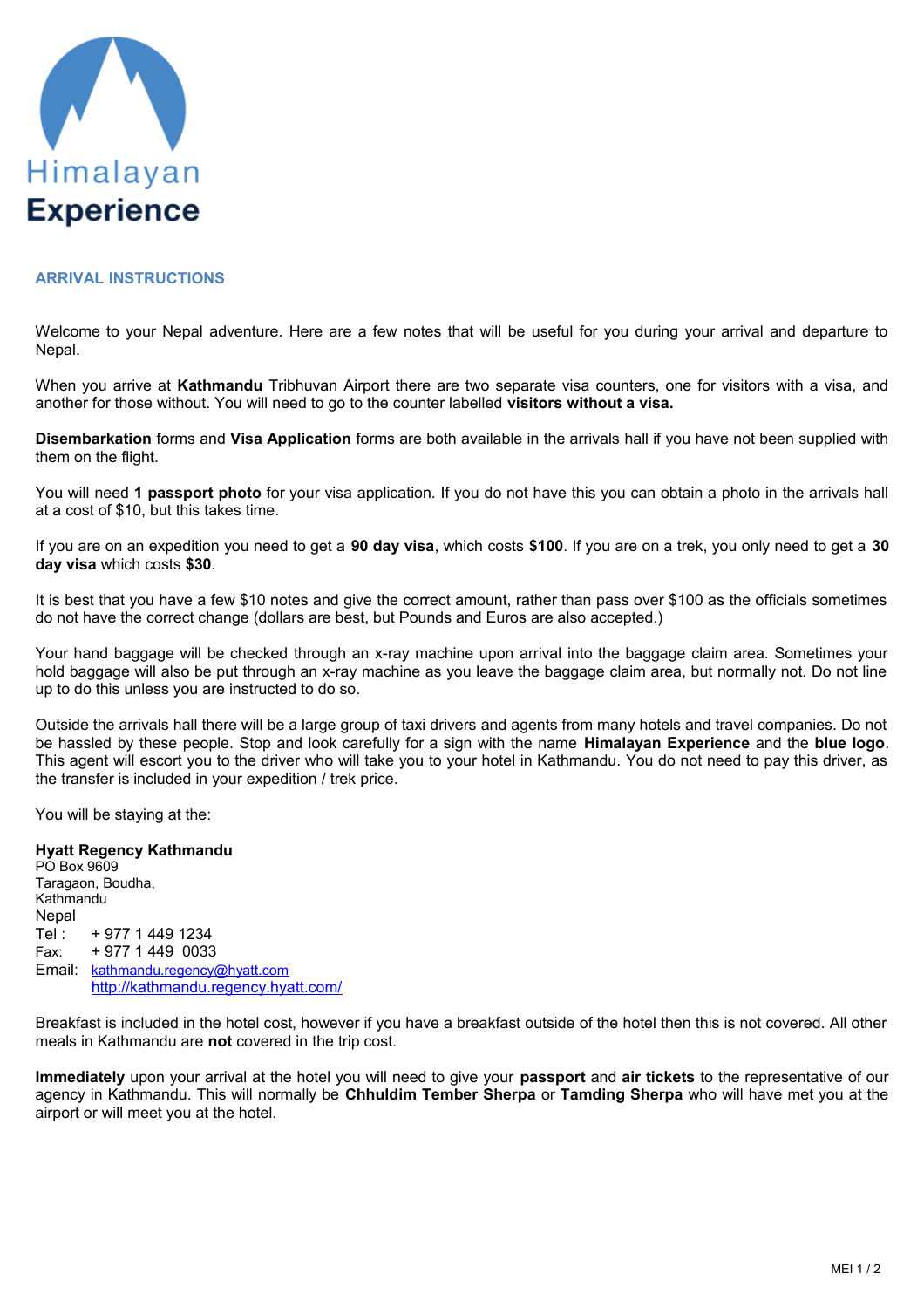Himalayan
**Experience**

## ARRIVAL INSTRUCTIONS

Welcome to your Nepal adventure. Here are a few notes that will be useful for you during your arrival and departure to Nepal.

When you arrive at **Kathmandu** Tribhuvan Airport there are two separate visa counters, one for visitors with a visa, and another for those without. You will need to go to the counter labelled **visitors without a visa.**

**Disembarkation** forms and **Visa Application** forms are both available in the arrivals hall if you have not been supplied with them on the flight.

You will need **1 passport photo** for your visa application. If you do not have this you can obtain a photo in the arrivals hall at a cost of $10, but this takes time.

If you are on an expedition you need to get a **90 day visa**, which costs **$100**. If you are on a trek, you only need to get a **30 day visa** which costs **$30**.

It is best that you have a few $10 notes and give the correct amount, rather than pass over $100 as the officials sometimes do not have the correct change (dollars are best, but Pounds and Euros are also accepted.)

Your hand baggage will be checked through an x-ray machine upon arrival into the baggage claim area. Sometimes your hold baggage will also be put through an x-ray machine as you leave the baggage claim area, but normally not. Do not line up to do this unless you are instructed to do so.

Outside the arrivals hall there will be a large group of taxi drivers and agents from many hotels and travel companies. Do not be hassled by these people. Stop and look carefully for a sign with the name **Himalayan Experience** and the **blue logo**. This agent will escort you to the driver who will take you to your hotel in Kathmandu. You do not need to pay this driver, as the transfer is included in your expedition / trek price.

You will be staying at the:

**Hyatt Regency Kathmandu**
PO Box 9609
Taragaon, Boudha,
Kathmandu
Nepal
Tel : + 977 1 449 1234
Fax: + 977 1 449 0033
Email: kathmandu.regency@hyatt.com
http://kathmandu.regency.hyatt.com/

Breakfast is included in the hotel cost, however if you have a breakfast outside of the hotel then this is not covered. All other meals in Kathmandu are **not** covered in the trip cost.

**Immediately** upon your arrival at the hotel you will need to give your **passport** and **air tickets** to the representative of our agency in Kathmandu. This will normally be **Chhuldim Tember Sherpa** or **Tamding Sherpa** who will have met you at the airport or will meet you at the hotel.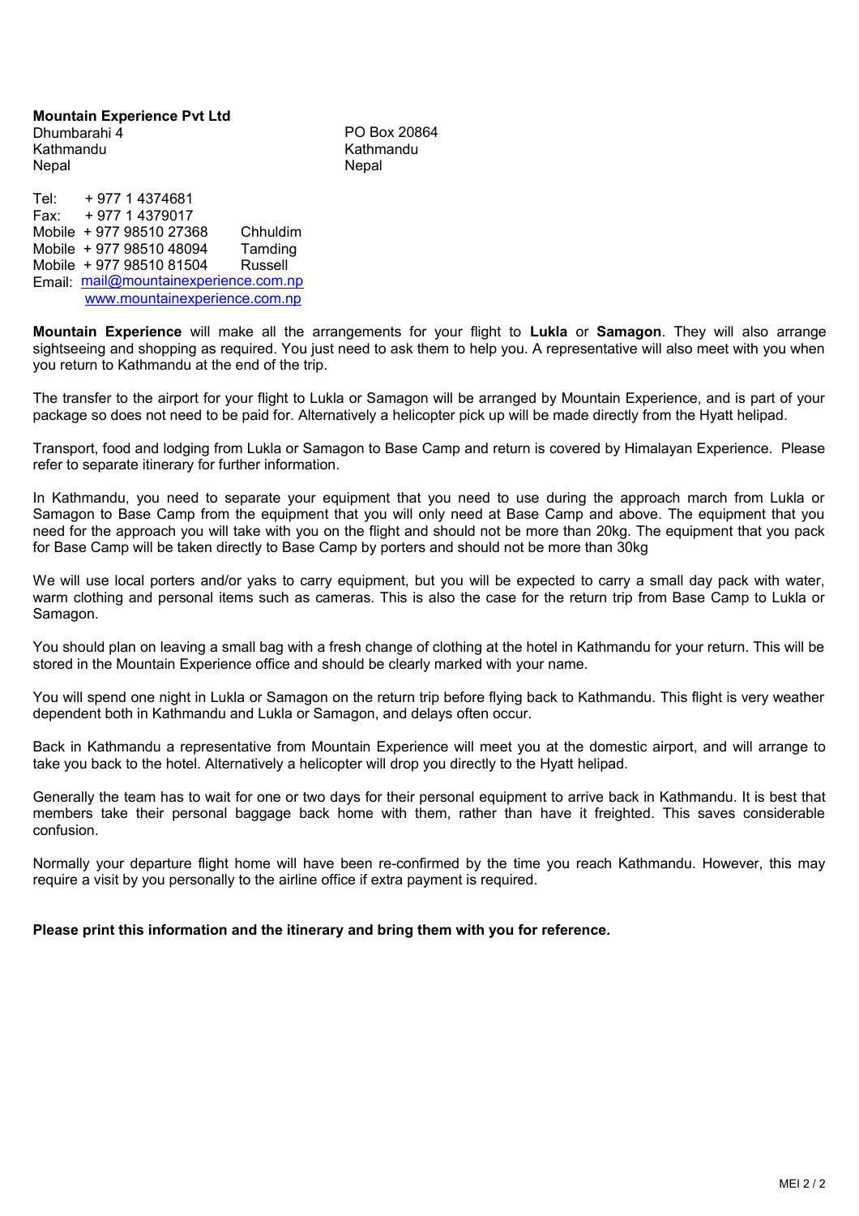**Mountain Experience Pvt Ltd**
Dhumbarahi 4
Kathmandu
Nepal

PO Box 20864
Kathmandu
Nepal

Tel: + 977 1 4374681
Fax: + 977 1 4379017
Mobile + 977 98510 27368 Chhuldim
Mobile + 977 98510 48094 Tamding
Mobile + 977 98510 81504 Russell
Email: mail@mountainexperience.com.np
www.mountainexperience.com.np

**Mountain Experience** will make all the arrangements for your flight to **Lukla** or **Samagon**. They will also arrange sightseeing and shopping as required. You just need to ask them to help you. A representative will also meet with you when you return to Kathmandu at the end of the trip.

The transfer to the airport for your flight to Lukla or Samagon will be arranged by Mountain Experience, and is part of your package so does not need to be paid for. Alternatively a helicopter pick up will be made directly from the Hyatt helipad.

Transport, food and lodging from Lukla or Samagon to Base Camp and return is covered by Himalayan Experience. Please refer to separate itinerary for further information.

In Kathmandu, you need to separate your equipment that you need to use during the approach march from Lukla or Samagon to Base Camp from the equipment that you will only need at Base Camp and above. The equipment that you need for the approach you will take with you on the flight and should not be more than 20kg. The equipment that you pack for Base Camp will be taken directly to Base Camp by porters and should not be more than 30kg

We will use local porters and/or yaks to carry equipment, but you will be expected to carry a small day pack with water, warm clothing and personal items such as cameras. This is also the case for the return trip from Base Camp to Lukla or Samagon.

You should plan on leaving a small bag with a fresh change of clothing at the hotel in Kathmandu for your return. This will be stored in the Mountain Experience office and should be clearly marked with your name.

You will spend one night in Lukla or Samagon on the return trip before flying back to Kathmandu. This flight is very weather dependent both in Kathmandu and Lukla or Samagon, and delays often occur.

Back in Kathmandu a representative from Mountain Experience will meet you at the domestic airport, and will arrange to take you back to the hotel. Alternatively a helicopter will drop you directly to the Hyatt helipad.

Generally the team has to wait for one or two days for their personal equipment to arrive back in Kathmandu. It is best that members take their personal baggage back home with them, rather than have it freighted. This saves considerable confusion.

Normally your departure flight home will have been re-confirmed by the time you reach Kathmandu. However, this may require a visit by you personally to the airline office if extra payment is required.

**Please print this information and the itinerary and bring them with you for reference.**